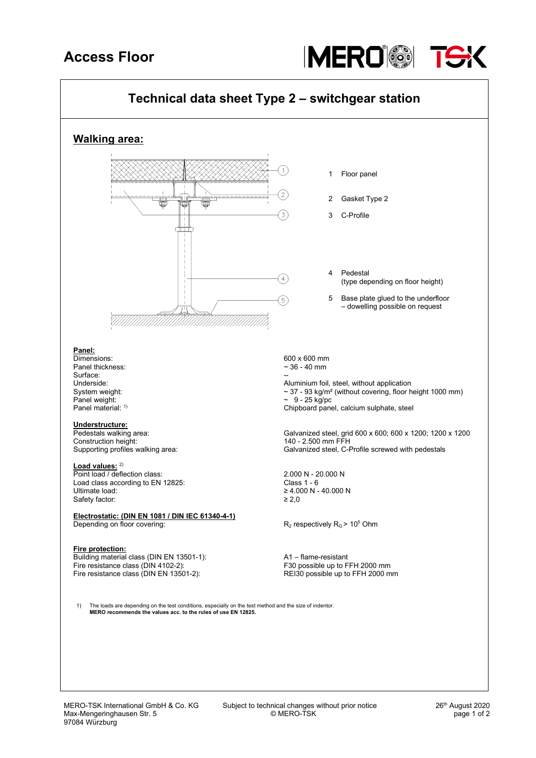# Access Floor

## Technical data sheet Type 2 – switchgear station

### Walking area:

1 Floor panel

2 Gasket Type 2

3 C-Profile

4 Pedestal (type depending on floor height)

5 Base plate glued to the underfloor – dowelling possible on request

**Panel:**

| | |
|---|---|
| Dimensions: | 600 x 600 mm |
| Panel thickness: | ~ 36 - 40 mm |
| Surface: | -- |
| Underside: | Aluminium foil, steel, without application |
| System weight: | ~ 37 - 93 kg/m² (without covering, floor height 1000 mm) |
| Panel weight: | ~ 9 - 25 kg/pc |
| Panel material: [1] | Chipboard panel, calcium sulphate, steel |

**Understructure:**

| | |
|---|---|
| Pedestals walking area: | Galvanized steel, grid 600 x 600; 600 x 1200; 1200 x 1200 |
| Construction height: | 140 - 2.500 mm FFH |
| Supporting profiles walking area: | Galvanized steel, C-Profile screwed with pedestals |

**Load values:** [2]

| | |
|---|---|
| Point load / deflection class: | 2.000 N - 20.000 N |
| Load class according to EN 12825: | Class 1 - 6 |
| Ultimate load: | ≥ 4.000 N - 40.000 N |
| Safety factor: | ≥ 2,0 |

**Electrostatic: (DIN EN 1081 / DIN IEC 61340-4-1)**

| | |
|---|---|
| Depending on floor covering: | $R_2$ respectively $R_G > 10^5$ Ohm |

**Fire protection:**

| | |
|---|---|
| Building material class (DIN EN 13501-1): | A1 – flame-resistant |
| Fire resistance class (DIN 4102-2): | F30 possible up to FFH 2000 mm |
| Fire resistance class (DIN EN 13501-2): | REI30 possible up to FFH 2000 mm |

1) The loads are depending on the test conditions, especially on the test method and the size of indentor. **MERO recommends the values acc. to the rules of use EN 12825.**

MERO-TSK International GmbH & Co. KG
Max-Mengeringhausen Str. 5
97084 Würzburg

Subject to technical changes without prior notice
© MERO-TSK

26th August 2020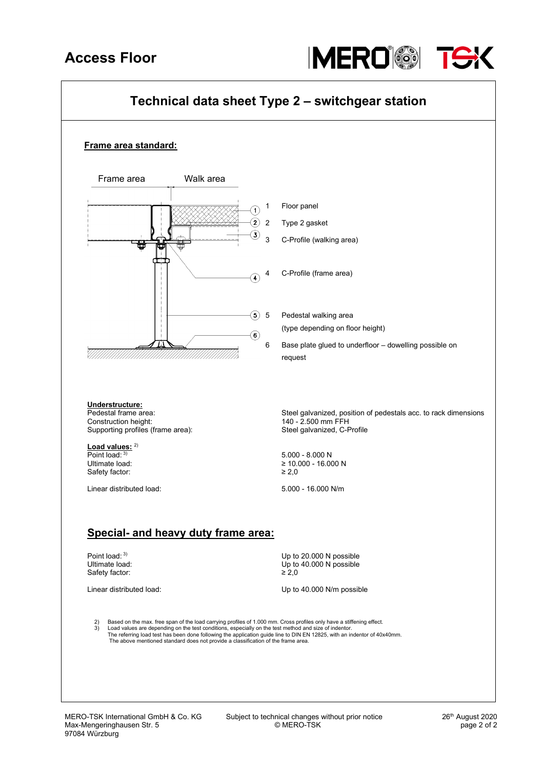# Access Floor

## Technical data sheet Type 2 – switchgear station

### Frame area standard:

Frame area
Walk area

1 Floor panel
2 Type 2 gasket
3 C-Profile (walking area)
4 C-Profile (frame area)
5 Pedestal walking area (type depending on floor height)
6 Base plate glued to underfloor – dowelling possible on request

**Understructure:**

| | |
|---|---|
| Pedestal frame area: | Steel galvanized, position of pedestals acc. to rack dimensions |
| Construction height: | 140 - 2.500 mm FFH |
| Supporting profiles (frame area): | Steel galvanized, C-Profile |

**Load values:** [2)]

| | |
|---|---|
| Point load: [3)] | 5.000 - 8.000 N |
| Ultimate load: | ≥ 10.000 - 16.000 N |
| Safety factor: | ≥ 2,0 |
| Linear distributed load: | 5.000 - 16.000 N/m |

### Special- and heavy duty frame area:

| | |
|---|---|
| Point load: [3)] | Up to 20.000 N possible |
| Ultimate load: | Up to 40.000 N possible |
| Safety factor: | ≥ 2,0 |
| Linear distributed load: | Up to 40.000 N/m possible |

2) Based on the max. free span of the load carrying profiles of 1.000 mm. Cross profiles only have a stiffening effect.
3) Load values are depending on the test conditions, especially on the test method and size of indentor.
The referring load test has been done following the application guide line to DIN EN 12825, with an indentor of 40x40mm.
The above mentioned standard does not provide a classification of the frame area.

MERO-TSK International GmbH & Co. KG
Max-Mengeringhausen Str. 5
97084 Würzburg

Subject to technical changes without prior notice
© MERO-TSK

26th August 2020